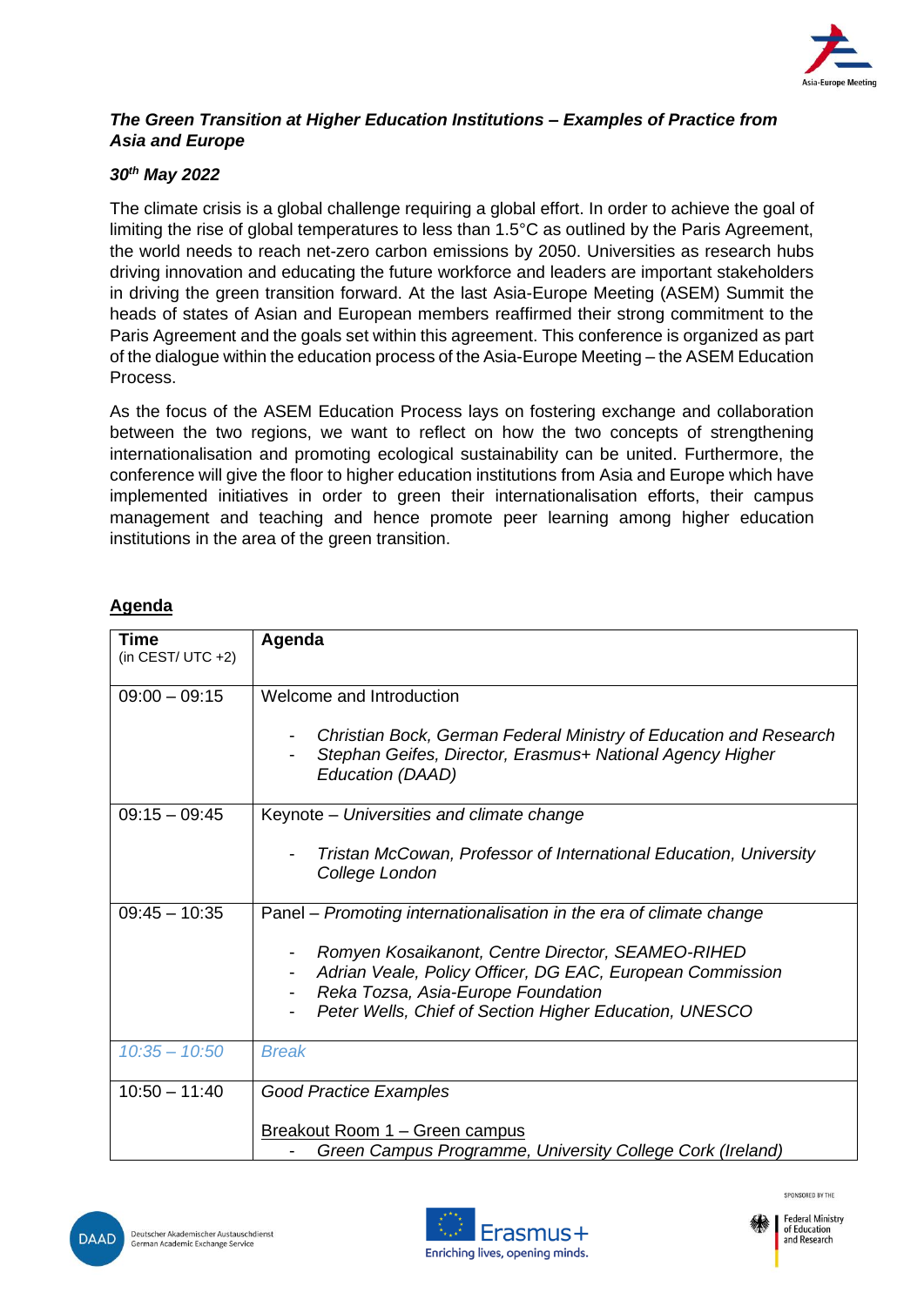### *The Green Transition at Higher Education Institutions – Examples of Practice from Asia and Europe*

***30th May 2022***

The climate crisis is a global challenge requiring a global effort. In order to achieve the goal of limiting the rise of global temperatures to less than 1.5°C as outlined by the Paris Agreement, the world needs to reach net-zero carbon emissions by 2050. Universities as research hubs driving innovation and educating the future workforce and leaders are important stakeholders in driving the green transition forward. At the last Asia-Europe Meeting (ASEM) Summit the heads of states of Asian and European members reaffirmed their strong commitment to the Paris Agreement and the goals set within this agreement. This conference is organized as part of the dialogue within the education process of the Asia-Europe Meeting – the ASEM Education Process.

As the focus of the ASEM Education Process lays on fostering exchange and collaboration between the two regions, we want to reflect on how the two concepts of strengthening internationalisation and promoting ecological sustainability can be united. Furthermore, the conference will give the floor to higher education institutions from Asia and Europe which have implemented initiatives in order to green their internationalisation efforts, their campus management and teaching and hence promote peer learning among higher education institutions in the area of the green transition.

## Agenda

| **Time** (in CEST/ UTC +2) | **Agenda** |
|---|---|
| 09:00 – 09:15 | Welcome and Introduction<br><br>- *Christian Bock, German Federal Ministry of Education and Research*<br>- *Stephan Geifes, Director, Erasmus+ National Agency Higher Education (DAAD)* |
| 09:15 – 09:45 | Keynote – *Universities and climate change*<br><br>- *Tristan McCowan, Professor of International Education, University College London* |
| 09:45 – 10:35 | Panel – *Promoting internationalisation in the era of climate change*<br><br>- *Romyen Kosaikanont, Centre Director, SEAMEO-RIHED*<br>- *Adrian Veale, Policy Officer, DG EAC, European Commission*<br>- *Reka Tozsa, Asia-Europe Foundation*<br>- *Peter Wells, Chief of Section Higher Education, UNESCO* |
| *10:35 – 10:50* | *Break* |
| 10:50 – 11:40 | *Good Practice Examples*<br><br>Breakout Room 1 – Green campus<br>- *Green Campus Programme, University College Cork (Ireland)* |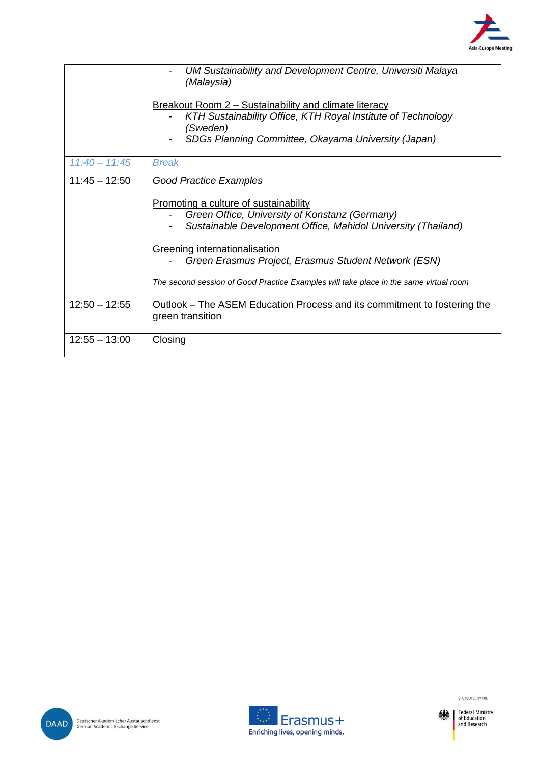| | |
|---|---|
| | - *UM Sustainability and Development Centre, Universiti Malaya (Malaysia)*<br><br>Breakout Room 2 – Sustainability and climate literacy<br>- *KTH Sustainability Office, KTH Royal Institute of Technology (Sweden)*<br>- *SDGs Planning Committee, Okayama University (Japan)* |
| *11:40 – 11:45* | *Break* |
| 11:45 – 12:50 | *Good Practice Examples*<br><br>Promoting a culture of sustainability<br>- *Green Office, University of Konstanz (Germany)*<br>- *Sustainable Development Office, Mahidol University (Thailand)*<br><br>Greening internationalisation<br>- *Green Erasmus Project, Erasmus Student Network (ESN)*<br><br>*The second session of Good Practice Examples will take place in the same virtual room* |
| 12:50 – 12:55 | Outlook – The ASEM Education Process and its commitment to fostering the green transition |
| 12:55 – 13:00 | Closing |